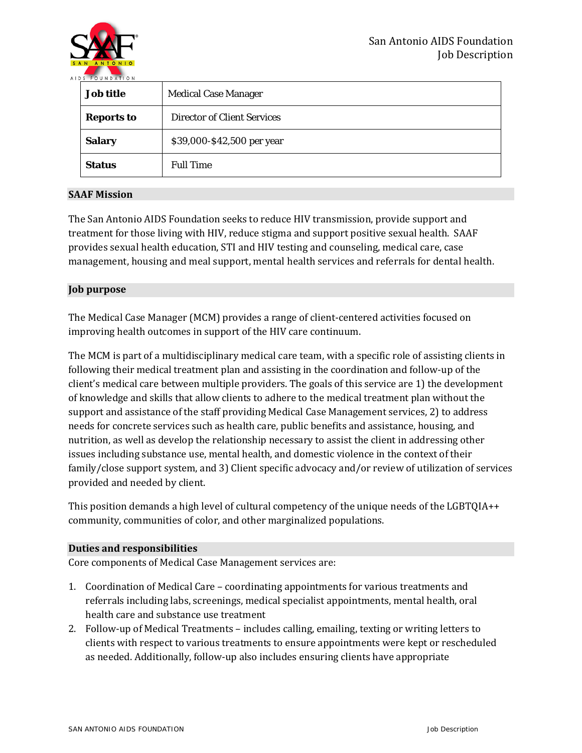San Antonio AIDS Foundation
Job Description

| **Job title** | Medical Case Manager |
|---|---|
| **Reports to** | Director of Client Services |
| **Salary** | $39,000-$42,500 per year |
| **Status** | Full Time |

## SAAF Mission

The San Antonio AIDS Foundation seeks to reduce HIV transmission, provide support and treatment for those living with HIV, reduce stigma and support positive sexual health. SAAF provides sexual health education, STI and HIV testing and counseling, medical care, case management, housing and meal support, mental health services and referrals for dental health.

## Job purpose

The Medical Case Manager (MCM) provides a range of client-centered activities focused on improving health outcomes in support of the HIV care continuum.

The MCM is part of a multidisciplinary medical care team, with a specific role of assisting clients in following their medical treatment plan and assisting in the coordination and follow-up of the client's medical care between multiple providers. The goals of this service are 1) the development of knowledge and skills that allow clients to adhere to the medical treatment plan without the support and assistance of the staff providing Medical Case Management services, 2) to address needs for concrete services such as health care, public benefits and assistance, housing, and nutrition, as well as develop the relationship necessary to assist the client in addressing other issues including substance use, mental health, and domestic violence in the context of their family/close support system, and 3) Client specific advocacy and/or review of utilization of services provided and needed by client.

This position demands a high level of cultural competency of the unique needs of the LGBTQIA++ community, communities of color, and other marginalized populations.

## Duties and responsibilities

Core components of Medical Case Management services are:

1. Coordination of Medical Care – coordinating appointments for various treatments and referrals including labs, screenings, medical specialist appointments, mental health, oral health care and substance use treatment
2. Follow-up of Medical Treatments – includes calling, emailing, texting or writing letters to clients with respect to various treatments to ensure appointments were kept or rescheduled as needed. Additionally, follow-up also includes ensuring clients have appropriate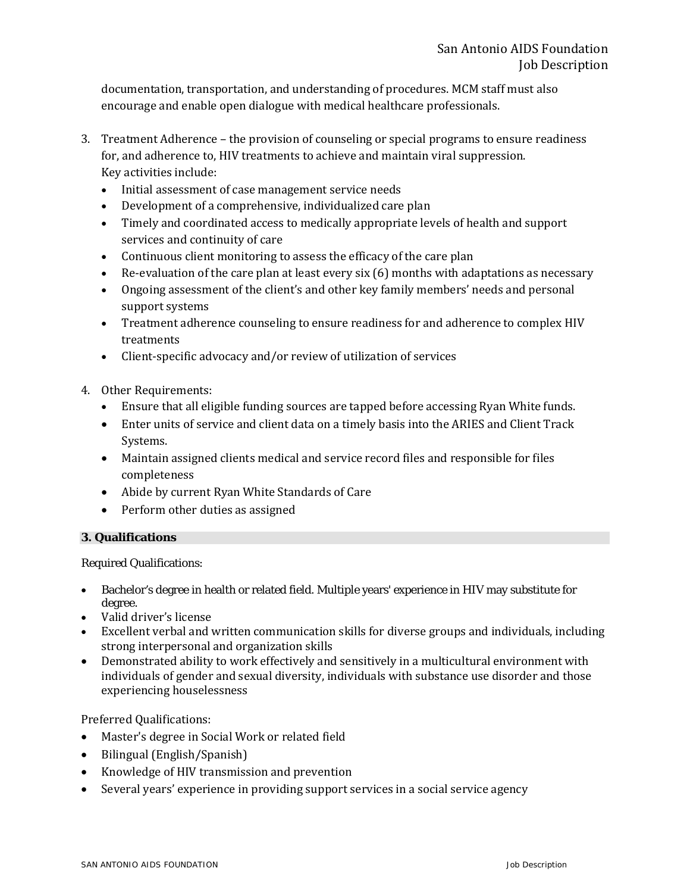documentation, transportation, and understanding of procedures. MCM staff must also encourage and enable open dialogue with medical healthcare professionals.

3. Treatment Adherence – the provision of counseling or special programs to ensure readiness for, and adherence to, HIV treatments to achieve and maintain viral suppression.
   Key activities include:
   - Initial assessment of case management service needs
   - Development of a comprehensive, individualized care plan
   - Timely and coordinated access to medically appropriate levels of health and support services and continuity of care
   - Continuous client monitoring to assess the efficacy of the care plan
   - Re-evaluation of the care plan at least every six (6) months with adaptations as necessary
   - Ongoing assessment of the client's and other key family members' needs and personal support systems
   - Treatment adherence counseling to ensure readiness for and adherence to complex HIV treatments
   - Client-specific advocacy and/or review of utilization of services

4. Other Requirements:
   - Ensure that all eligible funding sources are tapped before accessing Ryan White funds.
   - Enter units of service and client data on a timely basis into the ARIES and Client Track Systems.
   - Maintain assigned clients medical and service record files and responsible for files completeness
   - Abide by current Ryan White Standards of Care
   - Perform other duties as assigned

## 3. Qualifications

Required Qualifications:

- Bachelor's degree in health or related field. Multiple years' experience in HIV may substitute for degree.
- Valid driver's license
- Excellent verbal and written communication skills for diverse groups and individuals, including strong interpersonal and organization skills
- Demonstrated ability to work effectively and sensitively in a multicultural environment with individuals of gender and sexual diversity, individuals with substance use disorder and those experiencing houselessness

Preferred Qualifications:

- Master's degree in Social Work or related field
- Bilingual (English/Spanish)
- Knowledge of HIV transmission and prevention
- Several years' experience in providing support services in a social service agency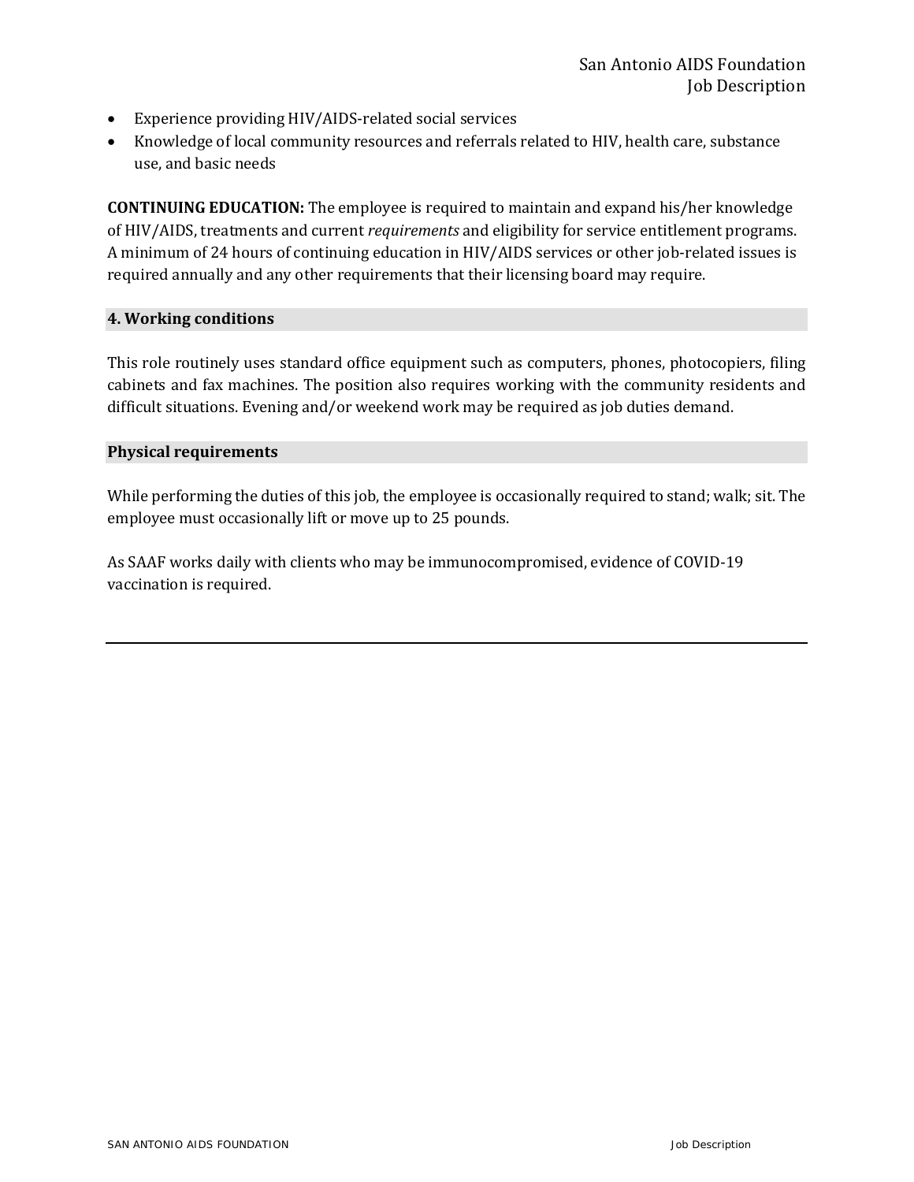- Experience providing HIV/AIDS-related social services
- Knowledge of local community resources and referrals related to HIV, health care, substance use, and basic needs

**CONTINUING EDUCATION:** The employee is required to maintain and expand his/her knowledge of HIV/AIDS, treatments and current *requirements* and eligibility for service entitlement programs. A minimum of 24 hours of continuing education in HIV/AIDS services or other job-related issues is required annually and any other requirements that their licensing board may require.

## 4. Working conditions

This role routinely uses standard office equipment such as computers, phones, photocopiers, filing cabinets and fax machines. The position also requires working with the community residents and difficult situations. Evening and/or weekend work may be required as job duties demand.

## Physical requirements

While performing the duties of this job, the employee is occasionally required to stand; walk; sit. The employee must occasionally lift or move up to 25 pounds.

As SAAF works daily with clients who may be immunocompromised, evidence of COVID-19 vaccination is required.

---